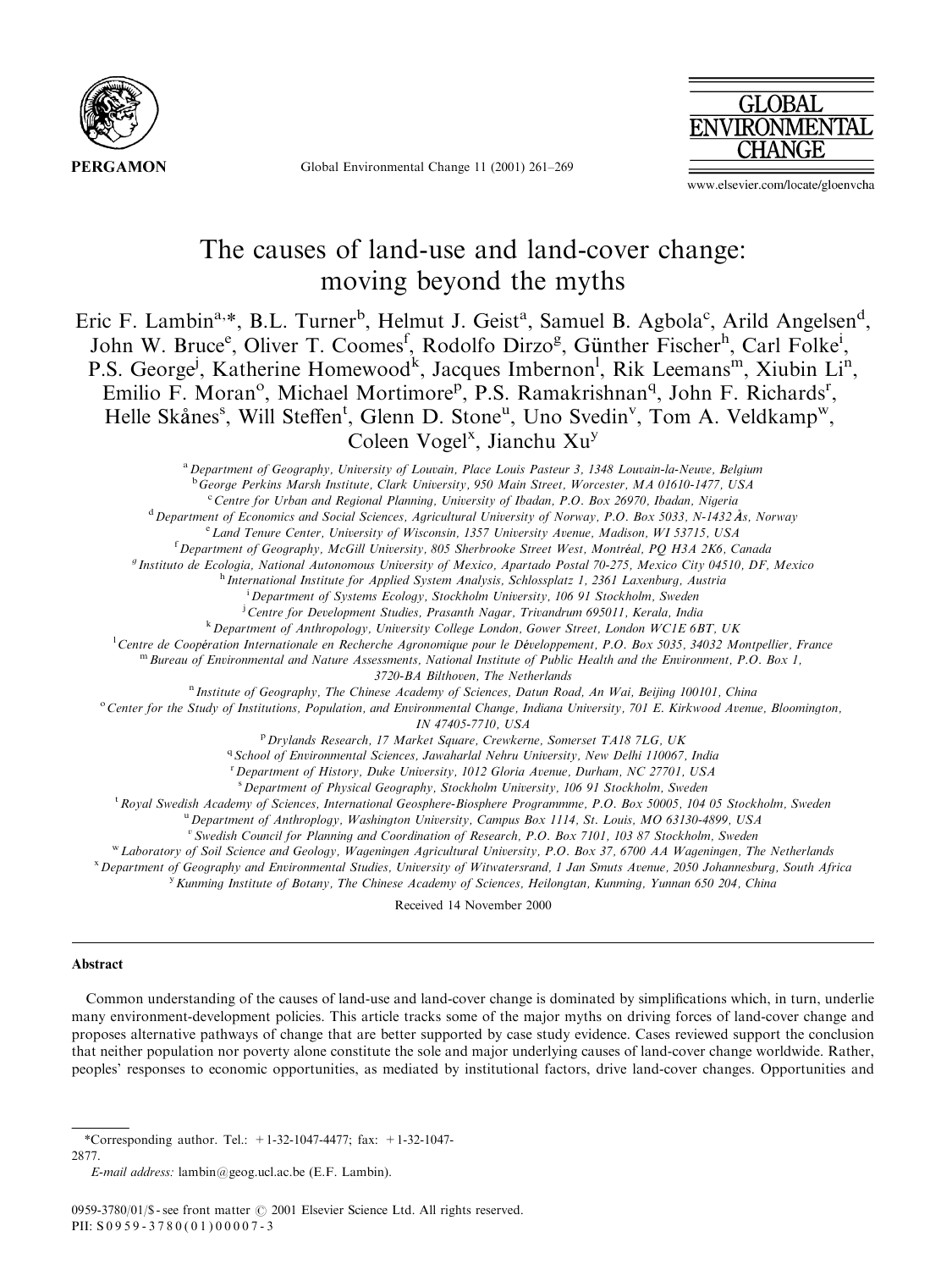# The causes of land-use and land-cover change: moving beyond the myths

Eric F. Lambin[a,*], B.L. Turner[b], Helmut J. Geist[a], Samuel B. Agbola[c], Arild Angelsen[d], John W. Bruce[e], Oliver T. Coomes[f], Rodolfo Dirzo[g], Günther Fischer[h], Carl Folke[i], P.S. George[j], Katherine Homewood[k], Jacques Imbernon[l], Rik Leemans[m], Xiubin Li[n], Emilio F. Moran[o], Michael Mortimore[p], P.S. Ramakrishnan[q], John F. Richards[r], Helle Skånes[s], Will Steffen[t], Glenn D. Stone[u], Uno Svedin[v], Tom A. Veldkamp[w], Coleen Vogel[x], Jianchu Xu[y]

[a] *Department of Geography, University of Louvain, Place Louis Pasteur 3, 1348 Louvain-la-Neuve, Belgium*
[b] *George Perkins Marsh Institute, Clark University, 950 Main Street, Worcester, MA 01610-1477, USA*
[c] *Centre for Urban and Regional Planning, University of Ibadan, P.O. Box 26970, Ibadan, Nigeria*
[d] *Department of Economics and Social Sciences, Agricultural University of Norway, P.O. Box 5033, N-1432 Ås, Norway*
[e] *Land Tenure Center, University of Wisconsin, 1357 University Avenue, Madison, WI 53715, USA*
[f] *Department of Geography, McGill University, 805 Sherbrooke Street West, Montréal, PQ H3A 2K6, Canada*
[g] *Instituto de Ecologia, National Autonomous University of Mexico, Apartado Postal 70-275, Mexico City 04510, DF, Mexico*
[h] *International Institute for Applied System Analysis, Schlossplatz 1, 2361 Laxenburg, Austria*
[i] *Department of Systems Ecology, Stockholm University, 106 91 Stockholm, Sweden*
[j] *Centre for Development Studies, Prasanth Nagar, Trivandrum 695011, Kerala, India*
[k] *Department of Anthropology, University College London, Gower Street, London WC1E 6BT, UK*
[l] *Centre de Coopération Internationale en Recherche Agronomique pour le Développement, P.O. Box 5035, 34032 Montpellier, France*
[m] *Bureau of Environmental and Nature Assessments, National Institute of Public Health and the Environment, P.O. Box 1, 3720-BA Bilthoven, The Netherlands*
[n] *Institute of Geography, The Chinese Academy of Sciences, Datun Road, An Wai, Beijing 100101, China*
[o] *Center for the Study of Institutions, Population, and Environmental Change, Indiana University, 701 E. Kirkwood Avenue, Bloomington, IN 47405-7710, USA*
[p] *Drylands Research, 17 Market Square, Crewkerne, Somerset TA18 7LG, UK*
[q] *School of Environmental Sciences, Jawaharlal Nehru University, New Delhi 110067, India*
[r] *Department of History, Duke University, 1012 Gloria Avenue, Durham, NC 27701, USA*
[s] *Department of Physical Geography, Stockholm University, 106 91 Stockholm, Sweden*
[t] *Royal Swedish Academy of Sciences, International Geosphere-Biosphere Programmme, P.O. Box 50005, 104 05 Stockholm, Sweden*
[u] *Department of Anthroplogy, Washington University, Campus Box 1114, St. Louis, MO 63130-4899, USA*
[v] *Swedish Council for Planning and Coordination of Research, P.O. Box 7101, 103 87 Stockholm, Sweden*
[w] *Laboratory of Soil Science and Geology, Wageningen Agricultural University, P.O. Box 37, 6700 AA Wageningen, The Netherlands*
[x] *Department of Geography and Environmental Studies, University of Witwatersrand, 1 Jan Smuts Avenue, 2050 Johannesburg, South Africa*
[y] *Kunming Institute of Botany, The Chinese Academy of Sciences, Heilongtan, Kunming, Yunnan 650 204, China*

Received 14 November 2000

## Abstract

Common understanding of the causes of land-use and land-cover change is dominated by simplifications which, in turn, underlie many environment-development policies. This article tracks some of the major myths on driving forces of land-cover change and proposes alternative pathways of change that are better supported by case study evidence. Cases reviewed support the conclusion that neither population nor poverty alone constitute the sole and major underlying causes of land-cover change worldwide. Rather, peoples' responses to economic opportunities, as mediated by institutional factors, drive land-cover changes. Opportunities and

---

*Corresponding author. Tel.: +1-32-1047-4477; fax: +1-32-1047-2877.

*E-mail address:* lambin@geog.ucl.ac.be (E.F. Lambin).

0959-3780/01/$ - see front matter © 2001 Elsevier Science Ltd. All rights reserved.
PII: S0959-3780(01)00007-3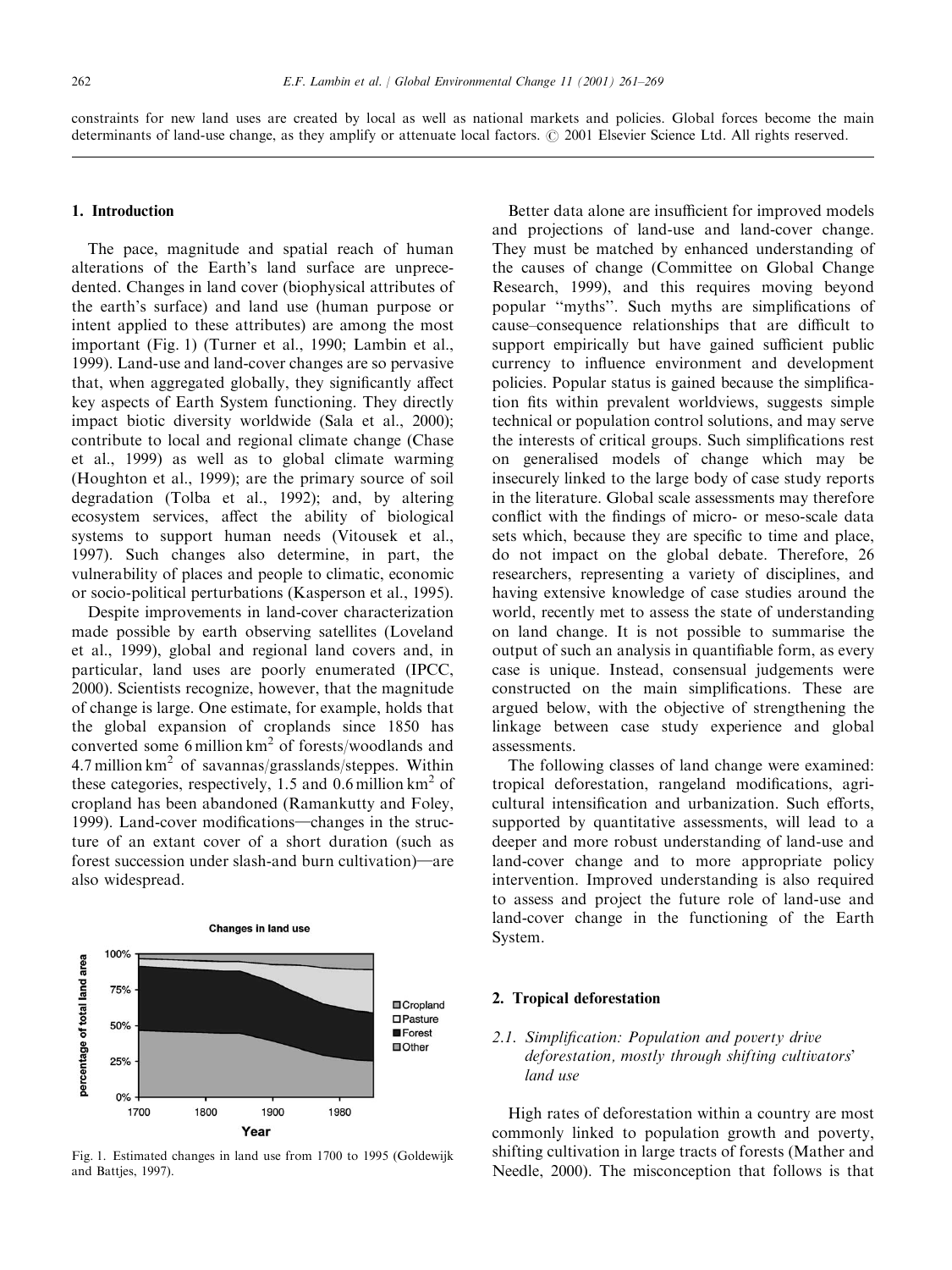constraints for new land uses are created by local as well as national markets and policies. Global forces become the main determinants of land-use change, as they amplify or attenuate local factors. © 2001 Elsevier Science Ltd. All rights reserved.

## 1. Introduction

The pace, magnitude and spatial reach of human alterations of the Earth's land surface are unprecedented. Changes in land cover (biophysical attributes of the earth's surface) and land use (human purpose or intent applied to these attributes) are among the most important (Fig. 1) (Turner et al., 1990; Lambin et al., 1999). Land-use and land-cover changes are so pervasive that, when aggregated globally, they significantly affect key aspects of Earth System functioning. They directly impact biotic diversity worldwide (Sala et al., 2000); contribute to local and regional climate change (Chase et al., 1999) as well as to global climate warming (Houghton et al., 1999); are the primary source of soil degradation (Tolba et al., 1992); and, by altering ecosystem services, affect the ability of biological systems to support human needs (Vitousek et al., 1997). Such changes also determine, in part, the vulnerability of places and people to climatic, economic or socio-political perturbations (Kasperson et al., 1995).

Despite improvements in land-cover characterization made possible by earth observing satellites (Loveland et al., 1999), global and regional land covers and, in particular, land uses are poorly enumerated (IPCC, 2000). Scientists recognize, however, that the magnitude of change is large. One estimate, for example, holds that the global expansion of croplands since 1850 has converted some 6 million $km^2$ of forests/woodlands and 4.7 million $km^2$ of savannas/grasslands/steppes. Within these categories, respectively, 1.5 and 0.6 million $km^2$ of cropland has been abandoned (Ramankutty and Foley, 1999). Land-cover modifications—changes in the structure of an extant cover of a short duration (such as forest succession under slash-and burn cultivation)—are also widespread.

Changes in land use

100%
75%
50%
25%
0%
percentage of total land area
1700
1800
1900
1980
Year
Cropland
Pasture
Forest
Other

Fig. 1. Estimated changes in land use from 1700 to 1995 (Goldewijk and Battjes, 1997).

Better data alone are insufficient for improved models and projections of land-use and land-cover change. They must be matched by enhanced understanding of the causes of change (Committee on Global Change Research, 1999), and this requires moving beyond popular "myths". Such myths are simplifications of cause–consequence relationships that are difficult to support empirically but have gained sufficient public currency to influence environment and development policies. Popular status is gained because the simplification fits within prevalent worldviews, suggests simple technical or population control solutions, and may serve the interests of critical groups. Such simplifications rest on generalised models of change which may be insecurely linked to the large body of case study reports in the literature. Global scale assessments may therefore conflict with the findings of micro- or meso-scale data sets which, because they are specific to time and place, do not impact on the global debate. Therefore, 26 researchers, representing a variety of disciplines, and having extensive knowledge of case studies around the world, recently met to assess the state of understanding on land change. It is not possible to summarise the output of such an analysis in quantifiable form, as every case is unique. Instead, consensual judgements were constructed on the main simplifications. These are argued below, with the objective of strengthening the linkage between case study experience and global assessments.

The following classes of land change were examined: tropical deforestation, rangeland modifications, agricultural intensification and urbanization. Such efforts, supported by quantitative assessments, will lead to a deeper and more robust understanding of land-use and land-cover change and to more appropriate policy intervention. Improved understanding is also required to assess and project the future role of land-use and land-cover change in the functioning of the Earth System.

## 2. Tropical deforestation

### 2.1. Simplification: Population and poverty drive deforestation, mostly through shifting cultivators' land use

High rates of deforestation within a country are most commonly linked to population growth and poverty, shifting cultivation in large tracts of forests (Mather and Needle, 2000). The misconception that follows is that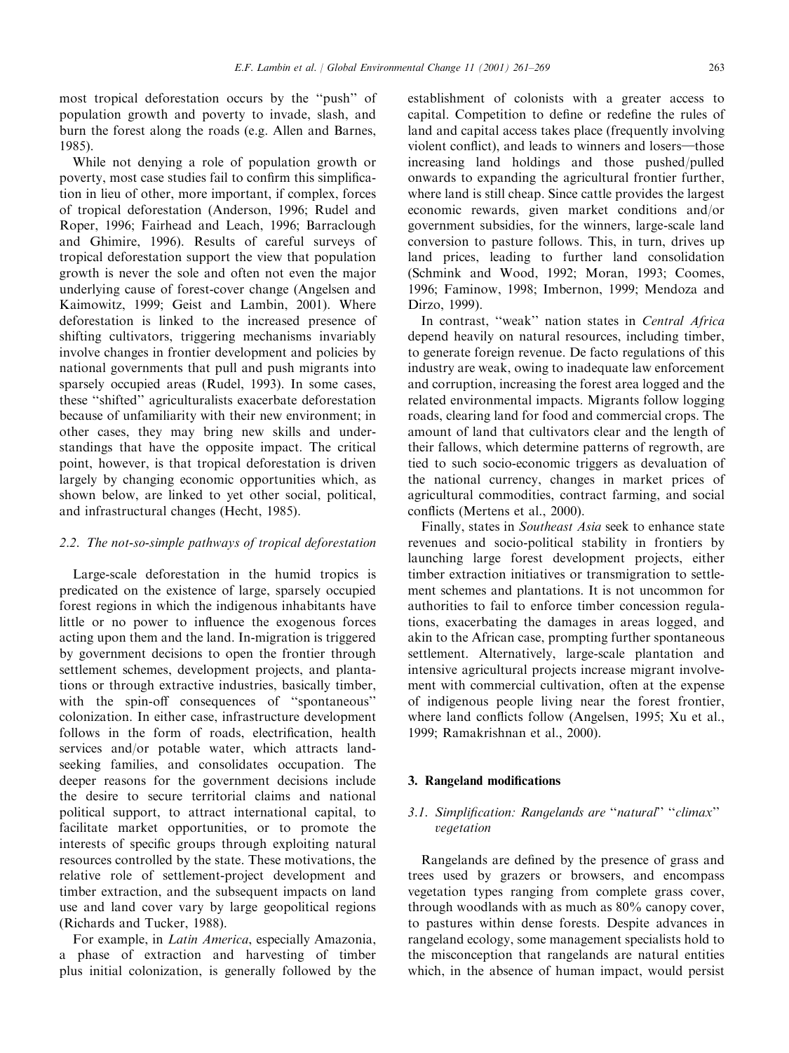most tropical deforestation occurs by the "push" of population growth and poverty to invade, slash, and burn the forest along the roads (e.g. Allen and Barnes, 1985).

While not denying a role of population growth or poverty, most case studies fail to confirm this simplification in lieu of other, more important, if complex, forces of tropical deforestation (Anderson, 1996; Rudel and Roper, 1996; Fairhead and Leach, 1996; Barraclough and Ghimire, 1996). Results of careful surveys of tropical deforestation support the view that population growth is never the sole and often not even the major underlying cause of forest-cover change (Angelsen and Kaimowitz, 1999; Geist and Lambin, 2001). Where deforestation is linked to the increased presence of shifting cultivators, triggering mechanisms invariably involve changes in frontier development and policies by national governments that pull and push migrants into sparsely occupied areas (Rudel, 1993). In some cases, these "shifted" agriculturalists exacerbate deforestation because of unfamiliarity with their new environment; in other cases, they may bring new skills and understandings that have the opposite impact. The critical point, however, is that tropical deforestation is driven largely by changing economic opportunities which, as shown below, are linked to yet other social, political, and infrastructural changes (Hecht, 1985).

### 2.2. The not-so-simple pathways of tropical deforestation

Large-scale deforestation in the humid tropics is predicated on the existence of large, sparsely occupied forest regions in which the indigenous inhabitants have little or no power to influence the exogenous forces acting upon them and the land. In-migration is triggered by government decisions to open the frontier through settlement schemes, development projects, and plantations or through extractive industries, basically timber, with the spin-off consequences of "spontaneous" colonization. In either case, infrastructure development follows in the form of roads, electrification, health services and/or potable water, which attracts land-seeking families, and consolidates occupation. The deeper reasons for the government decisions include the desire to secure territorial claims and national political support, to attract international capital, to facilitate market opportunities, or to promote the interests of specific groups through exploiting natural resources controlled by the state. These motivations, the relative role of settlement-project development and timber extraction, and the subsequent impacts on land use and land cover vary by large geopolitical regions (Richards and Tucker, 1988).

For example, in *Latin America*, especially Amazonia, a phase of extraction and harvesting of timber plus initial colonization, is generally followed by the establishment of colonists with a greater access to capital. Competition to define or redefine the rules of land and capital access takes place (frequently involving violent conflict), and leads to winners and losers—those increasing land holdings and those pushed/pulled onwards to expanding the agricultural frontier further, where land is still cheap. Since cattle provides the largest economic rewards, given market conditions and/or government subsidies, for the winners, large-scale land conversion to pasture follows. This, in turn, drives up land prices, leading to further land consolidation (Schmink and Wood, 1992; Moran, 1993; Coomes, 1996; Faminow, 1998; Imbernon, 1999; Mendoza and Dirzo, 1999).

In contrast, "weak" nation states in *Central Africa* depend heavily on natural resources, including timber, to generate foreign revenue. De facto regulations of this industry are weak, owing to inadequate law enforcement and corruption, increasing the forest area logged and the related environmental impacts. Migrants follow logging roads, clearing land for food and commercial crops. The amount of land that cultivators clear and the length of their fallows, which determine patterns of regrowth, are tied to such socio-economic triggers as devaluation of the national currency, changes in market prices of agricultural commodities, contract farming, and social conflicts (Mertens et al., 2000).

Finally, states in *Southeast Asia* seek to enhance state revenues and socio-political stability in frontiers by launching large forest development projects, either timber extraction initiatives or transmigration to settlement schemes and plantations. It is not uncommon for authorities to fail to enforce timber concession regulations, exacerbating the damages in areas logged, and akin to the African case, prompting further spontaneous settlement. Alternatively, large-scale plantation and intensive agricultural projects increase migrant involvement with commercial cultivation, often at the expense of indigenous people living near the forest frontier, where land conflicts follow (Angelsen, 1995; Xu et al., 1999; Ramakrishnan et al., 2000).

## 3. Rangeland modifications

### 3.1. Simplification: Rangelands are "natural" "climax" vegetation

Rangelands are defined by the presence of grass and trees used by grazers or browsers, and encompass vegetation types ranging from complete grass cover, through woodlands with as much as 80% canopy cover, to pastures within dense forests. Despite advances in rangeland ecology, some management specialists hold to the misconception that rangelands are natural entities which, in the absence of human impact, would persist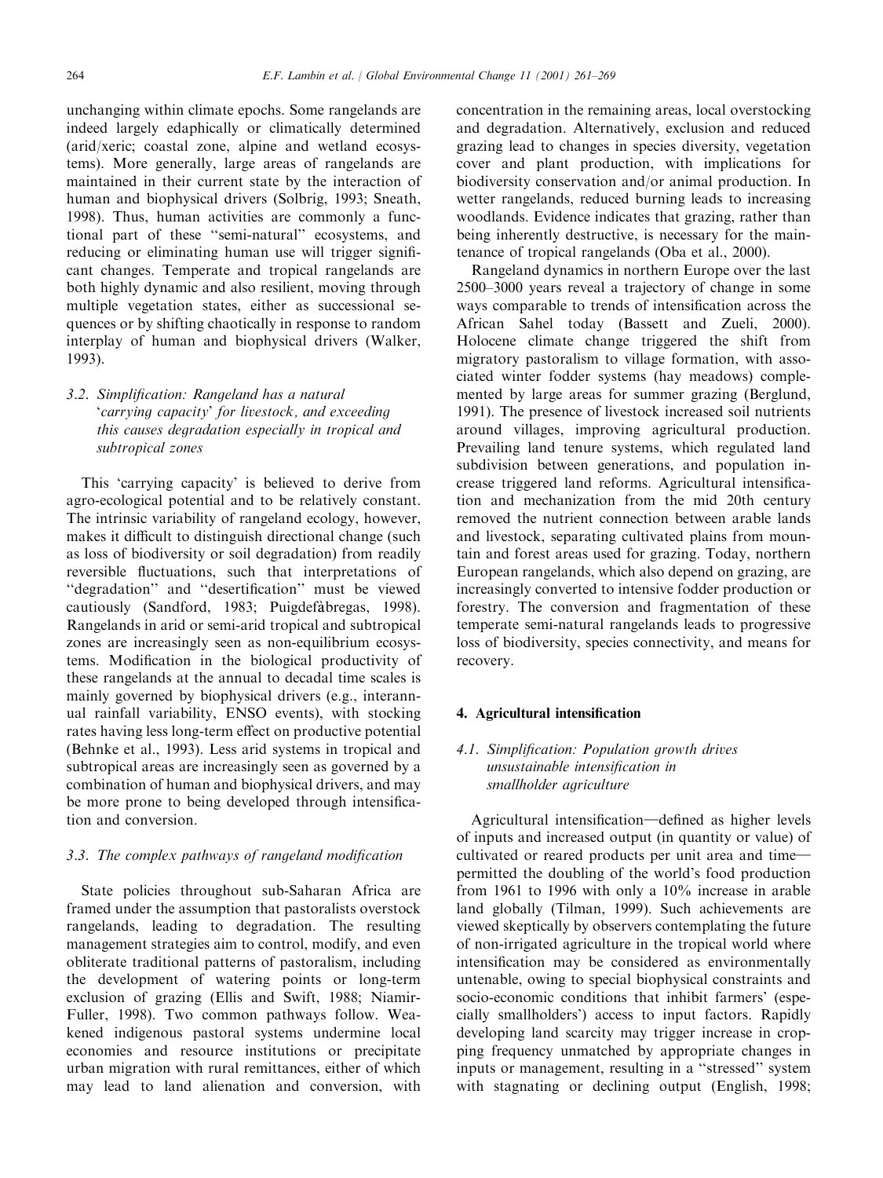unchanging within climate epochs. Some rangelands are indeed largely edaphically or climatically determined (arid/xeric; coastal zone, alpine and wetland ecosystems). More generally, large areas of rangelands are maintained in their current state by the interaction of human and biophysical drivers (Solbrig, 1993; Sneath, 1998). Thus, human activities are commonly a functional part of these "semi-natural" ecosystems, and reducing or eliminating human use will trigger significant changes. Temperate and tropical rangelands are both highly dynamic and also resilient, moving through multiple vegetation states, either as successional sequences or by shifting chaotically in response to random interplay of human and biophysical drivers (Walker, 1993).

### 3.2. *Simplification: Rangeland has a natural 'carrying capacity' for livestock, and exceeding this causes degradation especially in tropical and subtropical zones*

This 'carrying capacity' is believed to derive from agro-ecological potential and to be relatively constant. The intrinsic variability of rangeland ecology, however, makes it difficult to distinguish directional change (such as loss of biodiversity or soil degradation) from readily reversible fluctuations, such that interpretations of "degradation" and "desertification" must be viewed cautiously (Sandford, 1983; Puigdefàbregas, 1998). Rangelands in arid or semi-arid tropical and subtropical zones are increasingly seen as non-equilibrium ecosystems. Modification in the biological productivity of these rangelands at the annual to decadal time scales is mainly governed by biophysical drivers (e.g., interannual rainfall variability, ENSO events), with stocking rates having less long-term effect on productive potential (Behnke et al., 1993). Less arid systems in tropical and subtropical areas are increasingly seen as governed by a combination of human and biophysical drivers, and may be more prone to being developed through intensification and conversion.

### 3.3. *The complex pathways of rangeland modification*

State policies throughout sub-Saharan Africa are framed under the assumption that pastoralists overstock rangelands, leading to degradation. The resulting management strategies aim to control, modify, and even obliterate traditional patterns of pastoralism, including the development of watering points or long-term exclusion of grazing (Ellis and Swift, 1988; Niamir-Fuller, 1998). Two common pathways follow. Weakened indigenous pastoral systems undermine local economies and resource institutions or precipitate urban migration with rural remittances, either of which may lead to land alienation and conversion, with concentration in the remaining areas, local overstocking and degradation. Alternatively, exclusion and reduced grazing lead to changes in species diversity, vegetation cover and plant production, with implications for biodiversity conservation and/or animal production. In wetter rangelands, reduced burning leads to increasing woodlands. Evidence indicates that grazing, rather than being inherently destructive, is necessary for the maintenance of tropical rangelands (Oba et al., 2000).

Rangeland dynamics in northern Europe over the last 2500–3000 years reveal a trajectory of change in some ways comparable to trends of intensification across the African Sahel today (Bassett and Zueli, 2000). Holocene climate change triggered the shift from migratory pastoralism to village formation, with associated winter fodder systems (hay meadows) complemented by large areas for summer grazing (Berglund, 1991). The presence of livestock increased soil nutrients around villages, improving agricultural production. Prevailing land tenure systems, which regulated land subdivision between generations, and population increase triggered land reforms. Agricultural intensification and mechanization from the mid 20th century removed the nutrient connection between arable lands and livestock, separating cultivated plains from mountain and forest areas used for grazing. Today, northern European rangelands, which also depend on grazing, are increasingly converted to intensive fodder production or forestry. The conversion and fragmentation of these temperate semi-natural rangelands leads to progressive loss of biodiversity, species connectivity, and means for recovery.

## 4. Agricultural intensification

### 4.1. *Simplification: Population growth drives unsustainable intensification in smallholder agriculture*

Agricultural intensification—defined as higher levels of inputs and increased output (in quantity or value) of cultivated or reared products per unit area and time—permitted the doubling of the world's food production from 1961 to 1996 with only a 10% increase in arable land globally (Tilman, 1999). Such achievements are viewed skeptically by observers contemplating the future of non-irrigated agriculture in the tropical world where intensification may be considered as environmentally untenable, owing to special biophysical constraints and socio-economic conditions that inhibit farmers' (especially smallholders') access to input factors. Rapidly developing land scarcity may trigger increase in cropping frequency unmatched by appropriate changes in inputs or management, resulting in a "stressed" system with stagnating or declining output (English, 1998;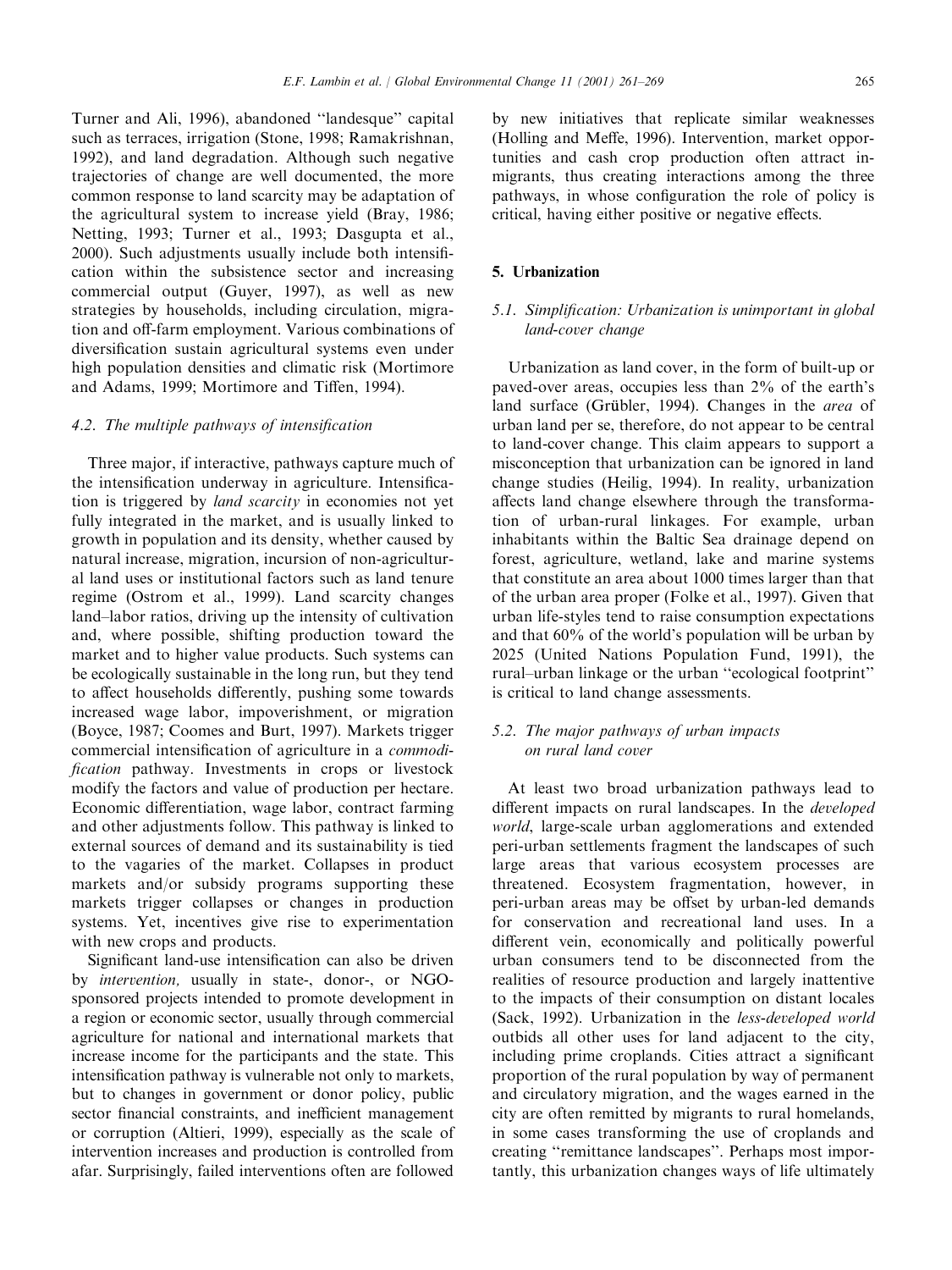Turner and Ali, 1996), abandoned "landesque" capital such as terraces, irrigation (Stone, 1998; Ramakrishnan, 1992), and land degradation. Although such negative trajectories of change are well documented, the more common response to land scarcity may be adaptation of the agricultural system to increase yield (Bray, 1986; Netting, 1993; Turner et al., 1993; Dasgupta et al., 2000). Such adjustments usually include both intensification within the subsistence sector and increasing commercial output (Guyer, 1997), as well as new strategies by households, including circulation, migration and off-farm employment. Various combinations of diversification sustain agricultural systems even under high population densities and climatic risk (Mortimore and Adams, 1999; Mortimore and Tiffen, 1994).

### 4.2. The multiple pathways of intensification

Three major, if interactive, pathways capture much of the intensification underway in agriculture. Intensification is triggered by *land scarcity* in economies not yet fully integrated in the market, and is usually linked to growth in population and its density, whether caused by natural increase, migration, incursion of non-agricultural land uses or institutional factors such as land tenure regime (Ostrom et al., 1999). Land scarcity changes land–labor ratios, driving up the intensity of cultivation and, where possible, shifting production toward the market and to higher value products. Such systems can be ecologically sustainable in the long run, but they tend to affect households differently, pushing some towards increased wage labor, impoverishment, or migration (Boyce, 1987; Coomes and Burt, 1997). Markets trigger commercial intensification of agriculture in a *commodification* pathway. Investments in crops or livestock modify the factors and value of production per hectare. Economic differentiation, wage labor, contract farming and other adjustments follow. This pathway is linked to external sources of demand and its sustainability is tied to the vagaries of the market. Collapses in product markets and/or subsidy programs supporting these markets trigger collapses or changes in production systems. Yet, incentives give rise to experimentation with new crops and products.

Significant land-use intensification can also be driven by *intervention,* usually in state-, donor-, or NGO-sponsored projects intended to promote development in a region or economic sector, usually through commercial agriculture for national and international markets that increase income for the participants and the state. This intensification pathway is vulnerable not only to markets, but to changes in government or donor policy, public sector financial constraints, and inefficient management or corruption (Altieri, 1999), especially as the scale of intervention increases and production is controlled from afar. Surprisingly, failed interventions often are followed by new initiatives that replicate similar weaknesses (Holling and Meffe, 1996). Intervention, market opportunities and cash crop production often attract in-migrants, thus creating interactions among the three pathways, in whose configuration the role of policy is critical, having either positive or negative effects.

## 5. Urbanization

### 5.1. Simplification: Urbanization is unimportant in global land-cover change

Urbanization as land cover, in the form of built-up or paved-over areas, occupies less than 2% of the earth's land surface (Grübler, 1994). Changes in the *area* of urban land per se, therefore, do not appear to be central to land-cover change. This claim appears to support a misconception that urbanization can be ignored in land change studies (Heilig, 1994). In reality, urbanization affects land change elsewhere through the transformation of urban-rural linkages. For example, urban inhabitants within the Baltic Sea drainage depend on forest, agriculture, wetland, lake and marine systems that constitute an area about 1000 times larger than that of the urban area proper (Folke et al., 1997). Given that urban life-styles tend to raise consumption expectations and that 60% of the world's population will be urban by 2025 (United Nations Population Fund, 1991), the rural–urban linkage or the urban "ecological footprint" is critical to land change assessments.

### 5.2. The major pathways of urban impacts on rural land cover

At least two broad urbanization pathways lead to different impacts on rural landscapes. In the *developed world*, large-scale urban agglomerations and extended peri-urban settlements fragment the landscapes of such large areas that various ecosystem processes are threatened. Ecosystem fragmentation, however, in peri-urban areas may be offset by urban-led demands for conservation and recreational land uses. In a different vein, economically and politically powerful urban consumers tend to be disconnected from the realities of resource production and largely inattentive to the impacts of their consumption on distant locales (Sack, 1992). Urbanization in the *less-developed world* outbids all other uses for land adjacent to the city, including prime croplands. Cities attract a significant proportion of the rural population by way of permanent and circulatory migration, and the wages earned in the city are often remitted by migrants to rural homelands, in some cases transforming the use of croplands and creating "remittance landscapes". Perhaps most importantly, this urbanization changes ways of life ultimately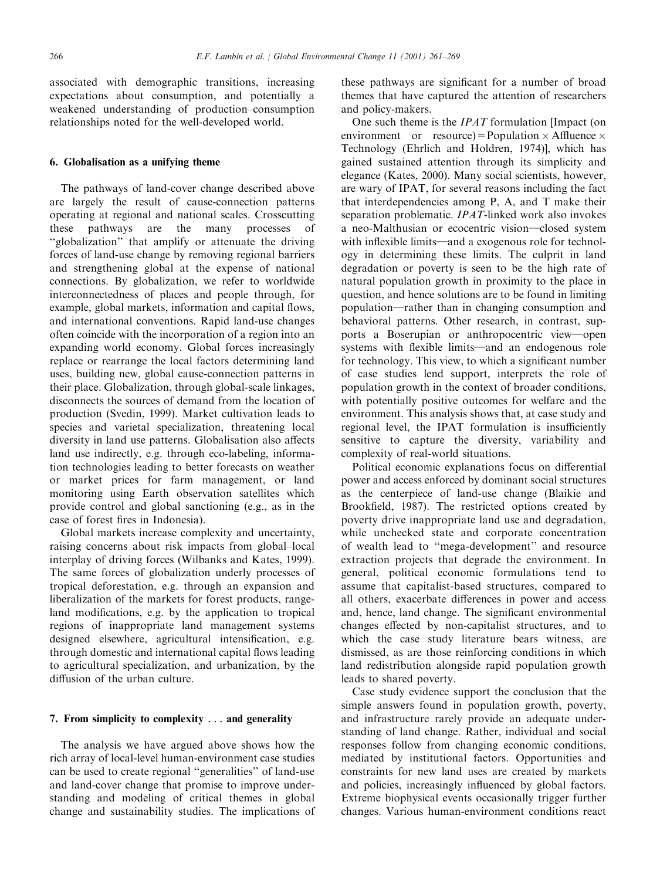associated with demographic transitions, increasing expectations about consumption, and potentially a weakened understanding of production–consumption relationships noted for the well-developed world.

## 6. Globalisation as a unifying theme

The pathways of land-cover change described above are largely the result of cause-connection patterns operating at regional and national scales. Crosscutting these pathways are the many processes of "globalization" that amplify or attenuate the driving forces of land-use change by removing regional barriers and strengthening global at the expense of national connections. By globalization, we refer to worldwide interconnectedness of places and people through, for example, global markets, information and capital flows, and international conventions. Rapid land-use changes often coincide with the incorporation of a region into an expanding world economy. Global forces increasingly replace or rearrange the local factors determining land uses, building new, global cause-connection patterns in their place. Globalization, through global-scale linkages, disconnects the sources of demand from the location of production (Svedin, 1999). Market cultivation leads to species and varietal specialization, threatening local diversity in land use patterns. Globalisation also affects land use indirectly, e.g. through eco-labeling, information technologies leading to better forecasts on weather or market prices for farm management, or land monitoring using Earth observation satellites which provide control and global sanctioning (e.g., as in the case of forest fires in Indonesia).

Global markets increase complexity and uncertainty, raising concerns about risk impacts from global–local interplay of driving forces (Wilbanks and Kates, 1999). The same forces of globalization underly processes of tropical deforestation, e.g. through an expansion and liberalization of the markets for forest products, rangeland modifications, e.g. by the application to tropical regions of inappropriate land management systems designed elsewhere, agricultural intensification, e.g. through domestic and international capital flows leading to agricultural specialization, and urbanization, by the diffusion of the urban culture.

## 7. From simplicity to complexity ... and generality

The analysis we have argued above shows how the rich array of local-level human-environment case studies can be used to create regional "generalities" of land-use and land-cover change that promise to improve understanding and modeling of critical themes in global change and sustainability studies. The implications of these pathways are significant for a number of broad themes that have captured the attention of researchers and policy-makers.

One such theme is the *IPAT* formulation [Impact (on environment or resource) = Population × Affluence × Technology (Ehrlich and Holdren, 1974)], which has gained sustained attention through its simplicity and elegance (Kates, 2000). Many social scientists, however, are wary of IPAT, for several reasons including the fact that interdependencies among P, A, and T make their separation problematic. *IPAT*-linked work also invokes a neo-Malthusian or ecocentric vision—closed system with inflexible limits—and a exogenous role for technology in determining these limits. The culprit in land degradation or poverty is seen to be the high rate of natural population growth in proximity to the place in question, and hence solutions are to be found in limiting population—rather than in changing consumption and behavioral patterns. Other research, in contrast, supports a Boserupian or anthropocentric view—open systems with flexible limits—and an endogenous role for technology. This view, to which a significant number of case studies lend support, interprets the role of population growth in the context of broader conditions, with potentially positive outcomes for welfare and the environment. This analysis shows that, at case study and regional level, the IPAT formulation is insufficiently sensitive to capture the diversity, variability and complexity of real-world situations.

Political economic explanations focus on differential power and access enforced by dominant social structures as the centerpiece of land-use change (Blaikie and Brookfield, 1987). The restricted options created by poverty drive inappropriate land use and degradation, while unchecked state and corporate concentration of wealth lead to "mega-development" and resource extraction projects that degrade the environment. In general, political economic formulations tend to assume that capitalist-based structures, compared to all others, exacerbate differences in power and access and, hence, land change. The significant environmental changes effected by non-capitalist structures, and to which the case study literature bears witness, are dismissed, as are those reinforcing conditions in which land redistribution alongside rapid population growth leads to shared poverty.

Case study evidence support the conclusion that the simple answers found in population growth, poverty, and infrastructure rarely provide an adequate understanding of land change. Rather, individual and social responses follow from changing economic conditions, mediated by institutional factors. Opportunities and constraints for new land uses are created by markets and policies, increasingly influenced by global factors. Extreme biophysical events occasionally trigger further changes. Various human-environment conditions react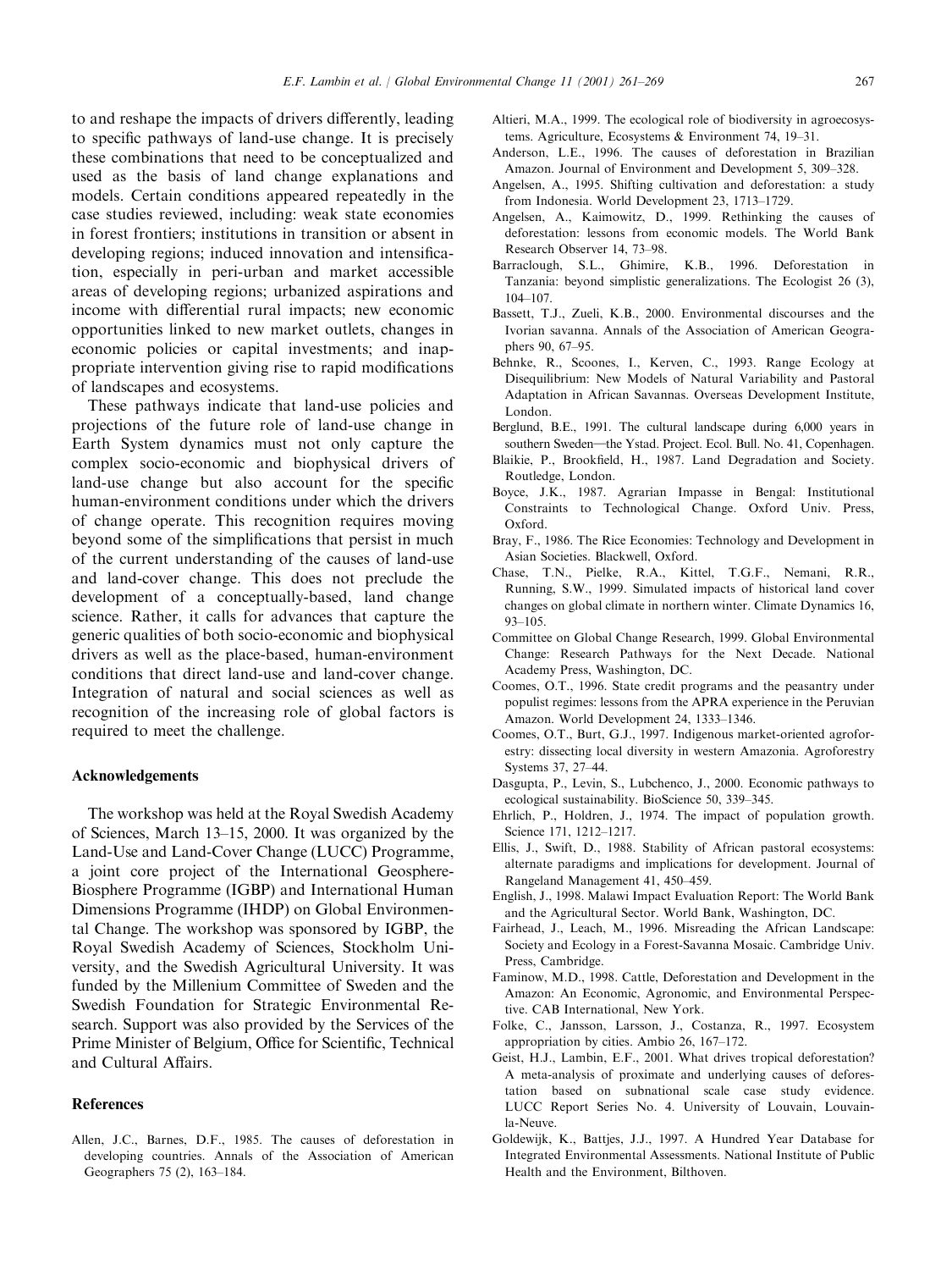to and reshape the impacts of drivers differently, leading to specific pathways of land-use change. It is precisely these combinations that need to be conceptualized and used as the basis of land change explanations and models. Certain conditions appeared repeatedly in the case studies reviewed, including: weak state economies in forest frontiers; institutions in transition or absent in developing regions; induced innovation and intensification, especially in peri-urban and market accessible areas of developing regions; urbanized aspirations and income with differential rural impacts; new economic opportunities linked to new market outlets, changes in economic policies or capital investments; and inappropriate intervention giving rise to rapid modifications of landscapes and ecosystems.

These pathways indicate that land-use policies and projections of the future role of land-use change in Earth System dynamics must not only capture the complex socio-economic and biophysical drivers of land-use change but also account for the specific human-environment conditions under which the drivers of change operate. This recognition requires moving beyond some of the simplifications that persist in much of the current understanding of the causes of land-use and land-cover change. This does not preclude the development of a conceptually-based, land change science. Rather, it calls for advances that capture the generic qualities of both socio-economic and biophysical drivers as well as the place-based, human-environment conditions that direct land-use and land-cover change. Integration of natural and social sciences as well as recognition of the increasing role of global factors is required to meet the challenge.

## Acknowledgements

The workshop was held at the Royal Swedish Academy of Sciences, March 13–15, 2000. It was organized by the Land-Use and Land-Cover Change (LUCC) Programme, a joint core project of the International Geosphere-Biosphere Programme (IGBP) and International Human Dimensions Programme (IHDP) on Global Environmental Change. The workshop was sponsored by IGBP, the Royal Swedish Academy of Sciences, Stockholm University, and the Swedish Agricultural University. It was funded by the Millenium Committee of Sweden and the Swedish Foundation for Strategic Environmental Research. Support was also provided by the Services of the Prime Minister of Belgium, Office for Scientific, Technical and Cultural Affairs.

## References

Allen, J.C., Barnes, D.F., 1985. The causes of deforestation in developing countries. Annals of the Association of American Geographers 75 (2), 163–184.

Altieri, M.A., 1999. The ecological role of biodiversity in agroecosystems. Agriculture, Ecosystems & Environment 74, 19–31.

Anderson, L.E., 1996. The causes of deforestation in Brazilian Amazon. Journal of Environment and Development 5, 309–328.

Angelsen, A., 1995. Shifting cultivation and deforestation: a study from Indonesia. World Development 23, 1713–1729.

Angelsen, A., Kaimowitz, D., 1999. Rethinking the causes of deforestation: lessons from economic models. The World Bank Research Observer 14, 73–98.

Barraclough, S.L., Ghimire, K.B., 1996. Deforestation in Tanzania: beyond simplistic generalizations. The Ecologist 26 (3), 104–107.

Bassett, T.J., Zueli, K.B., 2000. Environmental discourses and the Ivorian savanna. Annals of the Association of American Geographers 90, 67–95.

Behnke, R., Scoones, I., Kerven, C., 1993. Range Ecology at Disequilibrium: New Models of Natural Variability and Pastoral Adaptation in African Savannas. Overseas Development Institute, London.

Berglund, B.E., 1991. The cultural landscape during 6,000 years in southern Sweden—the Ystad. Project. Ecol. Bull. No. 41, Copenhagen.

Blaikie, P., Brookfield, H., 1987. Land Degradation and Society. Routledge, London.

Boyce, J.K., 1987. Agrarian Impasse in Bengal: Institutional Constraints to Technological Change. Oxford Univ. Press, Oxford.

Bray, F., 1986. The Rice Economies: Technology and Development in Asian Societies. Blackwell, Oxford.

Chase, T.N., Pielke, R.A., Kittel, T.G.F., Nemani, R.R., Running, S.W., 1999. Simulated impacts of historical land cover changes on global climate in northern winter. Climate Dynamics 16, 93–105.

Committee on Global Change Research, 1999. Global Environmental Change: Research Pathways for the Next Decade. National Academy Press, Washington, DC.

Coomes, O.T., 1996. State credit programs and the peasantry under populist regimes: lessons from the APRA experience in the Peruvian Amazon. World Development 24, 1333–1346.

Coomes, O.T., Burt, G.J., 1997. Indigenous market-oriented agroforestry: dissecting local diversity in western Amazonia. Agroforestry Systems 37, 27–44.

Dasgupta, P., Levin, S., Lubchenco, J., 2000. Economic pathways to ecological sustainability. BioScience 50, 339–345.

Ehrlich, P., Holdren, J., 1974. The impact of population growth. Science 171, 1212–1217.

Ellis, J., Swift, D., 1988. Stability of African pastoral ecosystems: alternate paradigms and implications for development. Journal of Rangeland Management 41, 450–459.

English, J., 1998. Malawi Impact Evaluation Report: The World Bank and the Agricultural Sector. World Bank, Washington, DC.

Fairhead, J., Leach, M., 1996. Misreading the African Landscape: Society and Ecology in a Forest-Savanna Mosaic. Cambridge Univ. Press, Cambridge.

Faminow, M.D., 1998. Cattle, Deforestation and Development in the Amazon: An Economic, Agronomic, and Environmental Perspective. CAB International, New York.

Folke, C., Jansson, Larsson, J., Costanza, R., 1997. Ecosystem appropriation by cities. Ambio 26, 167–172.

Geist, H.J., Lambin, E.F., 2001. What drives tropical deforestation? A meta-analysis of proximate and underlying causes of deforestation based on subnational scale case study evidence. LUCC Report Series No. 4. University of Louvain, Louvain-la-Neuve.

Goldewijk, K., Battjes, J.J., 1997. A Hundred Year Database for Integrated Environmental Assessments. National Institute of Public Health and the Environment, Bilthoven.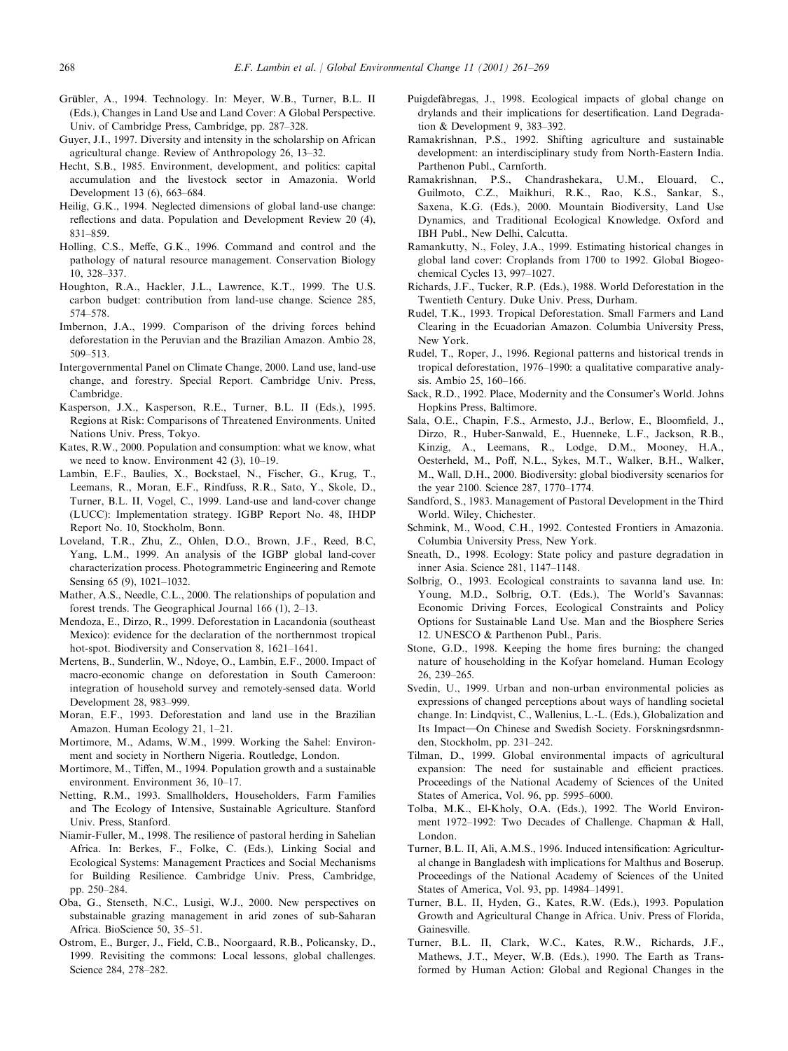Grübler, A., 1994. Technology. In: Meyer, W.B., Turner, B.L. II (Eds.), Changes in Land Use and Land Cover: A Global Perspective. Univ. of Cambridge Press, Cambridge, pp. 287–328.

Guyer, J.I., 1997. Diversity and intensity in the scholarship on African agricultural change. Review of Anthropology 26, 13–32.

Hecht, S.B., 1985. Environment, development, and politics: capital accumulation and the livestock sector in Amazonia. World Development 13 (6), 663–684.

Heilig, G.K., 1994. Neglected dimensions of global land-use change: reflections and data. Population and Development Review 20 (4), 831–859.

Holling, C.S., Meffe, G.K., 1996. Command and control and the pathology of natural resource management. Conservation Biology 10, 328–337.

Houghton, R.A., Hackler, J.L., Lawrence, K.T., 1999. The U.S. carbon budget: contribution from land-use change. Science 285, 574–578.

Imbernon, J.A., 1999. Comparison of the driving forces behind deforestation in the Peruvian and the Brazilian Amazon. Ambio 28, 509–513.

Intergovernmental Panel on Climate Change, 2000. Land use, land-use change, and forestry. Special Report. Cambridge Univ. Press, Cambridge.

Kasperson, J.X., Kasperson, R.E., Turner, B.L. II (Eds.), 1995. Regions at Risk: Comparisons of Threatened Environments. United Nations Univ. Press, Tokyo.

Kates, R.W., 2000. Population and consumption: what we know, what we need to know. Environment 42 (3), 10–19.

Lambin, E.F., Baulies, X., Bockstael, N., Fischer, G., Krug, T., Leemans, R., Moran, E.F., Rindfuss, R.R., Sato, Y., Skole, D., Turner, B.L. II, Vogel, C., 1999. Land-use and land-cover change (LUCC): Implementation strategy. IGBP Report No. 48, IHDP Report No. 10, Stockholm, Bonn.

Loveland, T.R., Zhu, Z., Ohlen, D.O., Brown, J.F., Reed, B.C, Yang, L.M., 1999. An analysis of the IGBP global land-cover characterization process. Photogrammetric Engineering and Remote Sensing 65 (9), 1021–1032.

Mather, A.S., Needle, C.L., 2000. The relationships of population and forest trends. The Geographical Journal 166 (1), 2–13.

Mendoza, E., Dirzo, R., 1999. Deforestation in Lacandonia (southeast Mexico): evidence for the declaration of the northernmost tropical hot-spot. Biodiversity and Conservation 8, 1621–1641.

Mertens, B., Sunderlin, W., Ndoye, O., Lambin, E.F., 2000. Impact of macro-economic change on deforestation in South Cameroon: integration of household survey and remotely-sensed data. World Development 28, 983–999.

Moran, E.F., 1993. Deforestation and land use in the Brazilian Amazon. Human Ecology 21, 1–21.

Mortimore, M., Adams, W.M., 1999. Working the Sahel: Environment and society in Northern Nigeria. Routledge, London.

Mortimore, M., Tiffen, M., 1994. Population growth and a sustainable environment. Environment 36, 10–17.

Netting, R.M., 1993. Smallholders, Householders, Farm Families and The Ecology of Intensive, Sustainable Agriculture. Stanford Univ. Press, Stanford.

Niamir-Fuller, M., 1998. The resilience of pastoral herding in Sahelian Africa. In: Berkes, F., Folke, C. (Eds.), Linking Social and Ecological Systems: Management Practices and Social Mechanisms for Building Resilience. Cambridge Univ. Press, Cambridge, pp. 250–284.

Oba, G., Stenseth, N.C., Lusigi, W.J., 2000. New perspectives on substainable grazing management in arid zones of sub-Saharan Africa. BioScience 50, 35–51.

Ostrom, E., Burger, J., Field, C.B., Noorgaard, R.B., Policansky, D., 1999. Revisiting the commons: Local lessons, global challenges. Science 284, 278–282.

Puigdefàbregas, J., 1998. Ecological impacts of global change on drylands and their implications for desertification. Land Degradation & Development 9, 383–392.

Ramakrishnan, P.S., 1992. Shifting agriculture and sustainable development: an interdisciplinary study from North-Eastern India. Parthenon Publ., Carnforth.

Ramakrishnan, P.S., Chandrashekara, U.M., Elouard, C., Guilmoto, C.Z., Maikhuri, R.K., Rao, K.S., Sankar, S., Saxena, K.G. (Eds.), 2000. Mountain Biodiversity, Land Use Dynamics, and Traditional Ecological Knowledge. Oxford and IBH Publ., New Delhi, Calcutta.

Ramankutty, N., Foley, J.A., 1999. Estimating historical changes in global land cover: Croplands from 1700 to 1992. Global Biogeochemical Cycles 13, 997–1027.

Richards, J.F., Tucker, R.P. (Eds.), 1988. World Deforestation in the Twentieth Century. Duke Univ. Press, Durham.

Rudel, T.K., 1993. Tropical Deforestation. Small Farmers and Land Clearing in the Ecuadorian Amazon. Columbia University Press, New York.

Rudel, T., Roper, J., 1996. Regional patterns and historical trends in tropical deforestation, 1976–1990: a qualitative comparative analysis. Ambio 25, 160–166.

Sack, R.D., 1992. Place, Modernity and the Consumer's World. Johns Hopkins Press, Baltimore.

Sala, O.E., Chapin, F.S., Armesto, J.J., Berlow, E., Bloomfield, J., Dirzo, R., Huber-Sanwald, E., Huenneke, L.F., Jackson, R.B., Kinzig, A., Leemans, R., Lodge, D.M., Mooney, H.A., Oesterheld, M., Poff, N.L., Sykes, M.T., Walker, B.H., Walker, M., Wall, D.H., 2000. Biodiversity: global biodiversity scenarios for the year 2100. Science 287, 1770–1774.

Sandford, S., 1983. Management of Pastoral Development in the Third World. Wiley, Chichester.

Schmink, M., Wood, C.H., 1992. Contested Frontiers in Amazonia. Columbia University Press, New York.

Sneath, D., 1998. Ecology: State policy and pasture degradation in inner Asia. Science 281, 1147–1148.

Solbrig, O., 1993. Ecological constraints to savanna land use. In: Young, M.D., Solbrig, O.T. (Eds.), The World's Savannas: Economic Driving Forces, Ecological Constraints and Policy Options for Sustainable Land Use. Man and the Biosphere Series 12. UNESCO & Parthenon Publ., Paris.

Stone, G.D., 1998. Keeping the home fires burning: the changed nature of householding in the Kofyar homeland. Human Ecology 26, 239–265.

Svedin, U., 1999. Urban and non-urban environmental policies as expressions of changed perceptions about ways of handling societal change. In: Lindqvist, C., Wallenius, L.-L. (Eds.), Globalization and Its Impact—On Chinese and Swedish Society. Forskningsrdsnmnden, Stockholm, pp. 231–242.

Tilman, D., 1999. Global environmental impacts of agricultural expansion: The need for sustainable and efficient practices. Proceedings of the National Academy of Sciences of the United States of America, Vol. 96, pp. 5995–6000.

Tolba, M.K., El-Kholy, O.A. (Eds.), 1992. The World Environment 1972–1992: Two Decades of Challenge. Chapman & Hall, London.

Turner, B.L. II, Ali, A.M.S., 1996. Induced intensification: Agricultural change in Bangladesh with implications for Malthus and Boserup. Proceedings of the National Academy of Sciences of the United States of America, Vol. 93, pp. 14984–14991.

Turner, B.L. II, Hyden, G., Kates, R.W. (Eds.), 1993. Population Growth and Agricultural Change in Africa. Univ. Press of Florida, Gainesville.

Turner, B.L. II, Clark, W.C., Kates, R.W., Richards, J.F., Mathews, J.T., Meyer, W.B. (Eds.), 1990. The Earth as Transformed by Human Action: Global and Regional Changes in the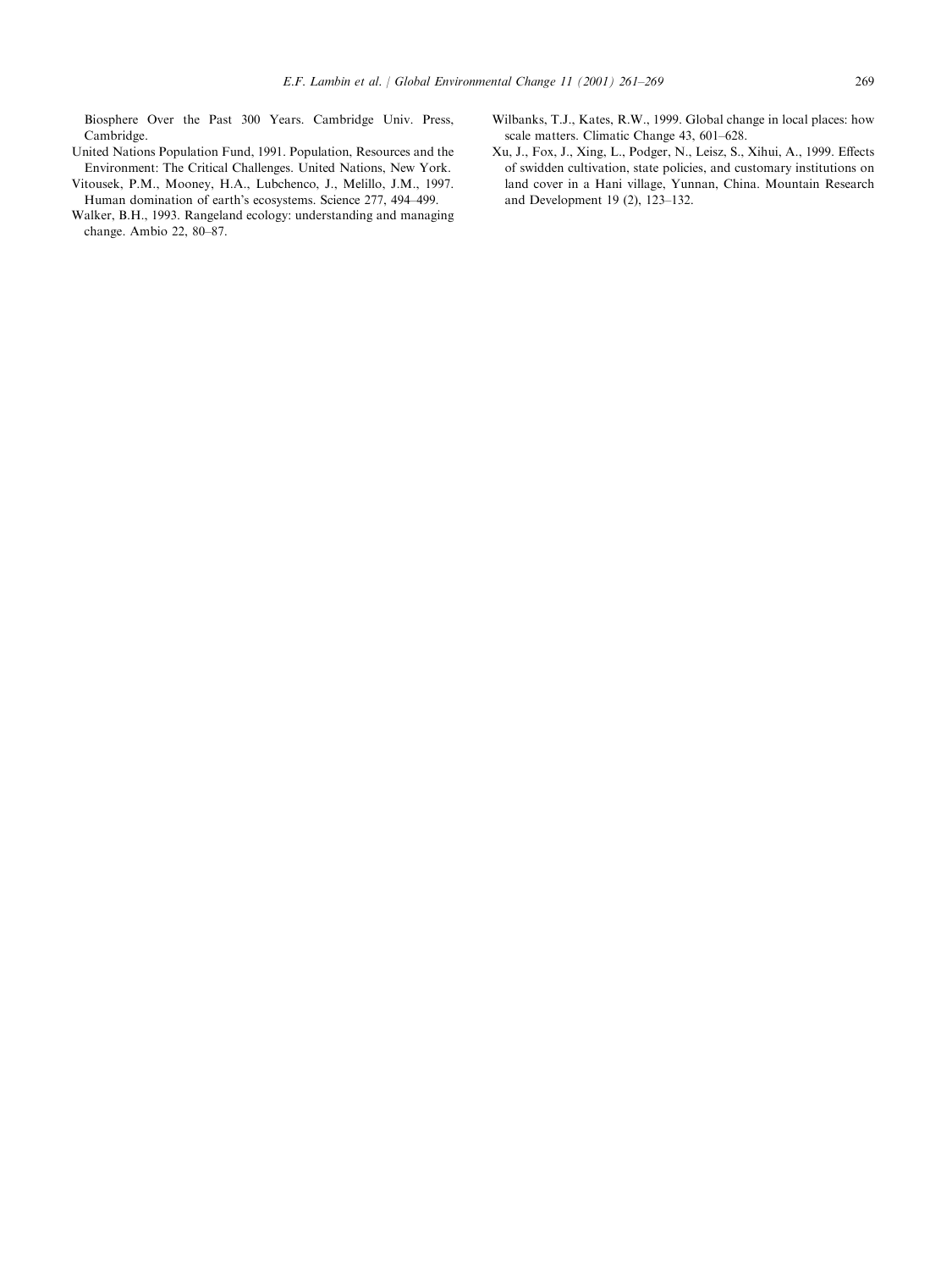Biosphere Over the Past 300 Years. Cambridge Univ. Press, Cambridge.

United Nations Population Fund, 1991. Population, Resources and the Environment: The Critical Challenges. United Nations, New York.

Vitousek, P.M., Mooney, H.A., Lubchenco, J., Melillo, J.M., 1997. Human domination of earth's ecosystems. Science 277, 494–499.

Walker, B.H., 1993. Rangeland ecology: understanding and managing change. Ambio 22, 80–87.

Wilbanks, T.J., Kates, R.W., 1999. Global change in local places: how scale matters. Climatic Change 43, 601–628.

Xu, J., Fox, J., Xing, L., Podger, N., Leisz, S., Xihui, A., 1999. Effects of swidden cultivation, state policies, and customary institutions on land cover in a Hani village, Yunnan, China. Mountain Research and Development 19 (2), 123–132.